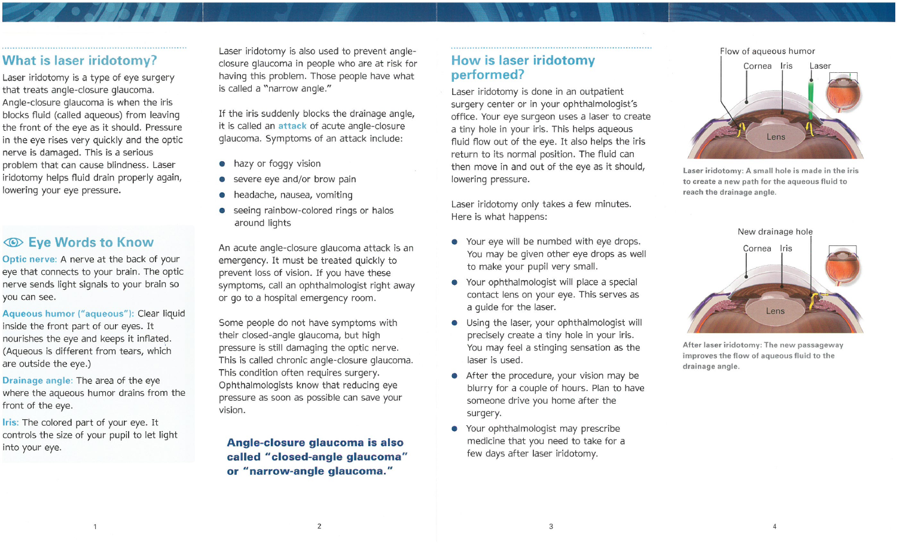## What is laser iridotomy?

Laser iridotomy is a type of eye surgery that treats angle-closure glaucoma. Angle-closure glaucoma is when the iris blocks fluid (called aqueous) from leaving the front of the eye as it should. Pressure in the eye rises very quickly and the optic nerve is damaged. This is a serious problem that can cause blindness. Laser iridotomy helps fluid drain properly again, lowering your eye pressure.

### Eye Words to Know

**Optic nerve:** A nerve at the back of your eye that connects to your brain. The optic nerve sends light signals to your brain so you can see.

**Aqueous humor ("aqueous"):** Clear liquid inside the front part of our eyes. It nourishes the eye and keeps it inflated. (Aqueous is different from tears, which are outside the eye.)

**Drainage angle:** The area of the eye where the aqueous humor drains from the front of the eye.

**Iris:** The colored part of your eye. It controls the size of your pupil to let light into your eye.

Laser iridotomy is also used to prevent angle-closure glaucoma in people who are at risk for having this problem. Those people have what is called a "narrow angle."

If the iris suddenly blocks the drainage angle, it is called an **attack** of acute angle-closure glaucoma. Symptoms of an attack include:

- hazy or foggy vision
- severe eye and/or brow pain
- headache, nausea, vomiting
- seeing rainbow-colored rings or halos around lights

An acute angle-closure glaucoma attack is an emergency. It must be treated quickly to prevent loss of vision. If you have these symptoms, call an ophthalmologist right away or go to a hospital emergency room.

Some people do not have symptoms with their closed-angle glaucoma, but high pressure is still damaging the optic nerve. This is called chronic angle-closure glaucoma. This condition often requires surgery. Ophthalmologists know that reducing eye pressure as soon as possible can save your vision.

**Angle-closure glaucoma is also called "closed-angle glaucoma" or "narrow-angle glaucoma."**

## How is laser iridotomy performed?

Laser iridotomy is done in an outpatient surgery center or in your ophthalmologist's office. Your eye surgeon uses a laser to create a tiny hole in your iris. This helps aqueous fluid flow out of the eye. It also helps the iris return to its normal position. The fluid can then move in and out of the eye as it should, lowering pressure.

Laser iridotomy only takes a few minutes. Here is what happens:

- Your eye will be numbed with eye drops. You may be given other eye drops as well to make your pupil very small.
- Your ophthalmologist will place a special contact lens on your eye. This serves as a guide for the laser.
- Using the laser, your ophthalmologist will precisely create a tiny hole in your iris. You may feel a stinging sensation as the laser is used.
- After the procedure, your vision may be blurry for a couple of hours. Plan to have someone drive you home after the surgery.
- Your ophthalmologist may prescribe medicine that you need to take for a few days after laser iridotomy.

Flow of aqueous humor — Cornea — Iris — Laser — Lens

**Laser iridotomy: A small hole is made in the iris to create a new path for the aqueous fluid to reach the drainage angle.**

New drainage hole — Cornea — Iris — Lens

**After laser iridotomy: The new passageway improves the flow of aqueous fluid to the drainage angle.**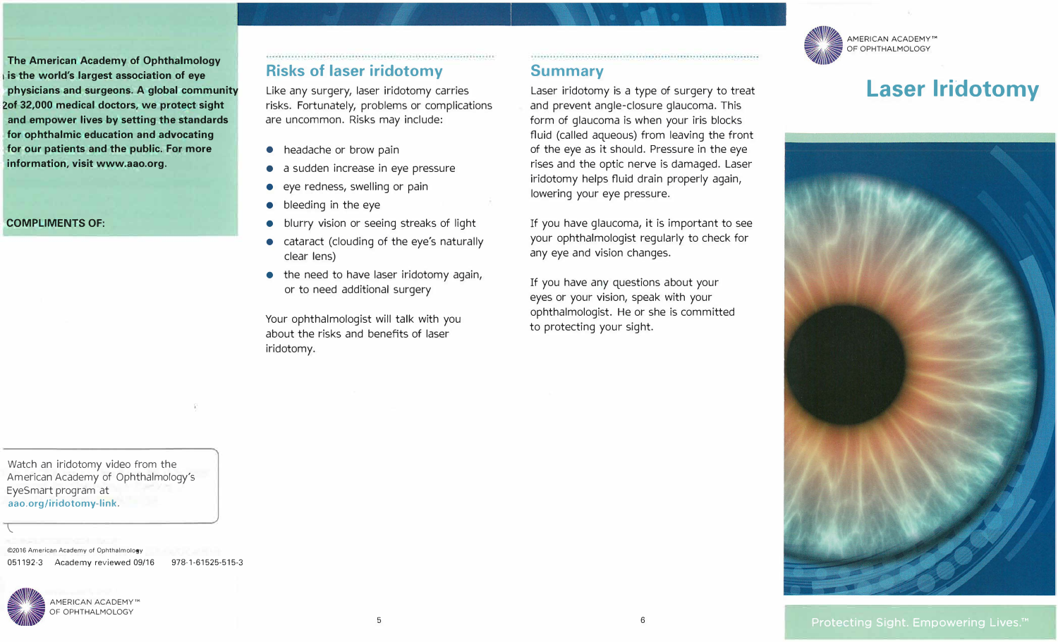The American Academy of Ophthalmology is the world's largest association of eye physicians and surgeons. A global community of 32,000 medical doctors, we protect sight and empower lives by setting the standards for ophthalmic education and advocating for our patients and the public. For more information, visit www.aao.org.

**COMPLIMENTS OF:**

Watch an iridotomy video from the American Academy of Ophthalmology's EyeSmart program at aao.org/iridotomy-link.

©2016 American Academy of Ophthalmology

051192-3 Academy reviewed 09/16 978-1-61525-515-3

AMERICAN ACADEMY™ OF OPHTHALMOLOGY

## Risks of laser iridotomy

Like any surgery, laser iridotomy carries risks. Fortunately, problems or complications are uncommon. Risks may include:

- headache or brow pain
- a sudden increase in eye pressure
- eye redness, swelling or pain
- bleeding in the eye
- blurry vision or seeing streaks of light
- cataract (clouding of the eye's naturally clear lens)
- the need to have laser iridotomy again, or to need additional surgery

Your ophthalmologist will talk with you about the risks and benefits of laser iridotomy.

## Summary

Laser iridotomy is a type of surgery to treat and prevent angle-closure glaucoma. This form of glaucoma is when your iris blocks fluid (called aqueous) from leaving the front of the eye as it should. Pressure in the eye rises and the optic nerve is damaged. Laser iridotomy helps fluid drain properly again, lowering your eye pressure.

If you have glaucoma, it is important to see your ophthalmologist regularly to check for any eye and vision changes.

If you have any questions about your eyes or your vision, speak with your ophthalmologist. He or she is committed to protecting your sight.

AMERICAN ACADEMY™ OF OPHTHALMOLOGY

# Laser Iridotomy

Protecting Sight. Empowering Lives.™